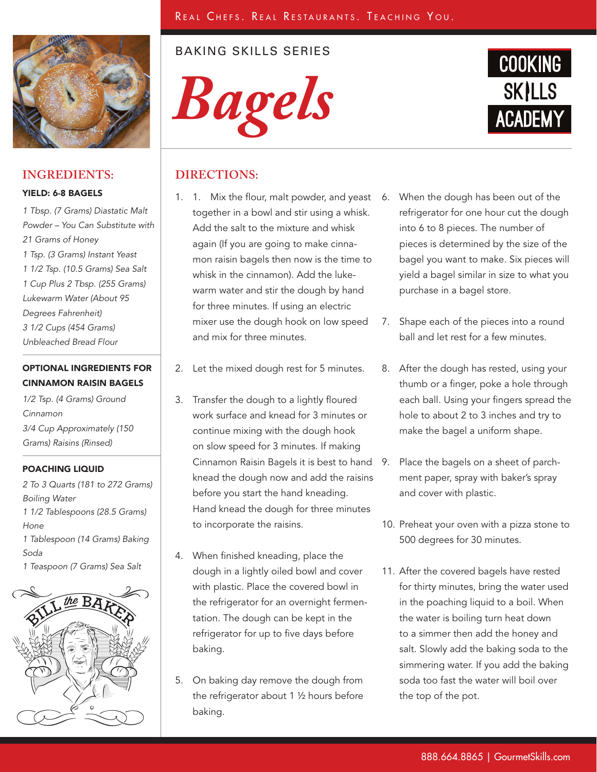REAL CHEFS. REAL RESTAURANTS. TEACHING YOU.

BAKING SKILLS SERIES

# Bagels

COOKING SKILLS ACADEMY

## INGREDIENTS:

**YIELD: 6-8 BAGELS**

*1 Tbsp. (7 Grams) Diastatic Malt Powder – You Can Substitute with 21 Grams of Honey*
*1 Tsp. (3 Grams) Instant Yeast*
*1 1/2 Tsp. (10.5 Grams) Sea Salt*
*1 Cup Plus 2 Tbsp. (255 Grams) Lukewarm Water (About 95 Degrees Fahrenheit)*
*3 1/2 Cups (454 Grams) Unbleached Bread Flour*

**OPTIONAL INGREDIENTS FOR CINNAMON RAISIN BAGELS**

*1/2 Tsp. (4 Grams) Ground Cinnamon*
*3/4 Cup Approximately (150 Grams) Raisins (Rinsed)*

**POACHING LIQUID**

*2 To 3 Quarts (181 to 272 Grams) Boiling Water*
*1 1/2 Tablespoons (28.5 Grams) Hone*
*1 Tablespoon (14 Grams) Baking Soda*
*1 Teaspoon (7 Grams) Sea Salt*

BILL the BAKER

## DIRECTIONS:

1. 1. Mix the flour, malt powder, and yeast together in a bowl and stir using a whisk. Add the salt to the mixture and whisk again (If you are going to make cinnamon raisin bagels then now is the time to whisk in the cinnamon). Add the lukewarm water and stir the dough by hand for three minutes. If using an electric mixer use the dough hook on low speed and mix for three minutes.

2. Let the mixed dough rest for 5 minutes.

3. Transfer the dough to a lightly floured work surface and knead for 3 minutes or continue mixing with the dough hook on slow speed for 3 minutes. If making Cinnamon Raisin Bagels it is best to hand knead the dough now and add the raisins before you start the hand kneading. Hand knead the dough for three minutes to incorporate the raisins.

4. When finished kneading, place the dough in a lightly oiled bowl and cover with plastic. Place the covered bowl in the refrigerator for an overnight fermentation. The dough can be kept in the refrigerator for up to five days before baking.

5. On baking day remove the dough from the refrigerator about 1 ½ hours before baking.

6. When the dough has been out of the refrigerator for one hour cut the dough into 6 to 8 pieces. The number of pieces is determined by the size of the bagel you want to make. Six pieces will yield a bagel similar in size to what you purchase in a bagel store.

7. Shape each of the pieces into a round ball and let rest for a few minutes.

8. After the dough has rested, using your thumb or a finger, poke a hole through each ball. Using your fingers spread the hole to about 2 to 3 inches and try to make the bagel a uniform shape.

9. Place the bagels on a sheet of parchment paper, spray with baker's spray and cover with plastic.

10. Preheat your oven with a pizza stone to 500 degrees for 30 minutes.

11. After the covered bagels have rested for thirty minutes, bring the water used in the poaching liquid to a boil. When the water is boiling turn heat down to a simmer then add the honey and salt. Slowly add the baking soda to the simmering water. If you add the baking soda too fast the water will boil over the top of the pot.

888.664.8865 | GourmetSkills.com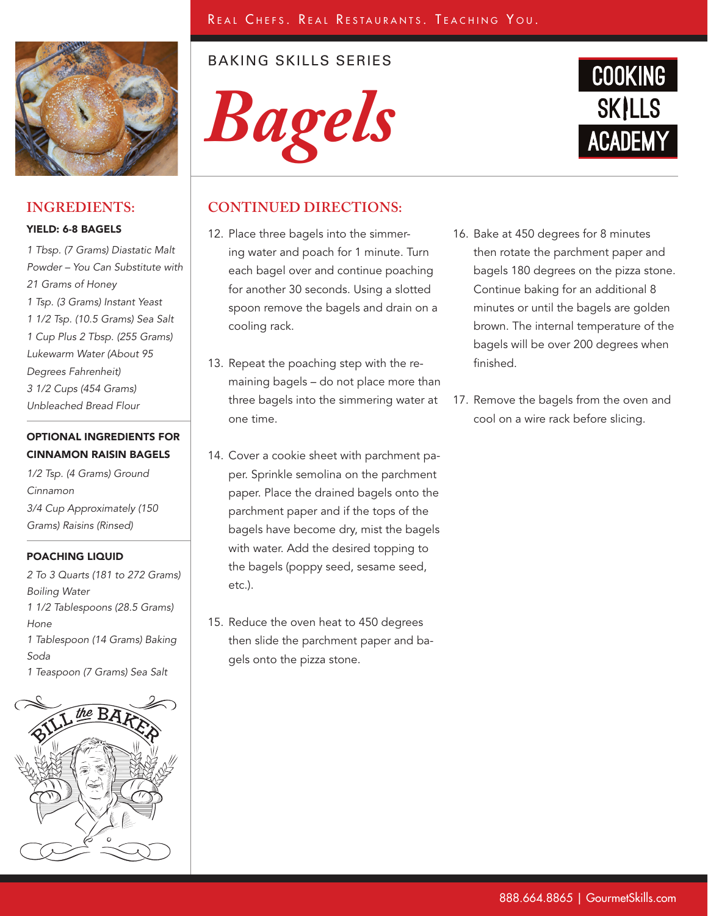Real Chefs. Real Restaurants. Teaching You.

BAKING SKILLS SERIES

# Bagels

COOKING SKILLS ACADEMY

## INGREDIENTS:

**YIELD: 6-8 BAGELS**

*1 Tbsp. (7 Grams) Diastatic Malt Powder – You Can Substitute with 21 Grams of Honey*
*1 Tsp. (3 Grams) Instant Yeast*
*1 1/2 Tsp. (10.5 Grams) Sea Salt*
*1 Cup Plus 2 Tbsp. (255 Grams) Lukewarm Water (About 95 Degrees Fahrenheit)*
*3 1/2 Cups (454 Grams) Unbleached Bread Flour*

**OPTIONAL INGREDIENTS FOR CINNAMON RAISIN BAGELS**

*1/2 Tsp. (4 Grams) Ground Cinnamon*
*3/4 Cup Approximately (150 Grams) Raisins (Rinsed)*

**POACHING LIQUID**

*2 To 3 Quarts (181 to 272 Grams) Boiling Water*
*1 1/2 Tablespoons (28.5 Grams) Hone*
*1 Tablespoon (14 Grams) Baking Soda*
*1 Teaspoon (7 Grams) Sea Salt*

BILL the BAKER

## CONTINUED DIRECTIONS:

12. Place three bagels into the simmering water and poach for 1 minute. Turn each bagel over and continue poaching for another 30 seconds. Using a slotted spoon remove the bagels and drain on a cooling rack.

13. Repeat the poaching step with the remaining bagels – do not place more than three bagels into the simmering water at one time.

14. Cover a cookie sheet with parchment paper. Sprinkle semolina on the parchment paper. Place the drained bagels onto the parchment paper and if the tops of the bagels have become dry, mist the bagels with water. Add the desired topping to the bagels (poppy seed, sesame seed, etc.).

15. Reduce the oven heat to 450 degrees then slide the parchment paper and bagels onto the pizza stone.

16. Bake at 450 degrees for 8 minutes then rotate the parchment paper and bagels 180 degrees on the pizza stone. Continue baking for an additional 8 minutes or until the bagels are golden brown. The internal temperature of the bagels will be over 200 degrees when finished.

17. Remove the bagels from the oven and cool on a wire rack before slicing.

888.664.8865 | GourmetSkills.com